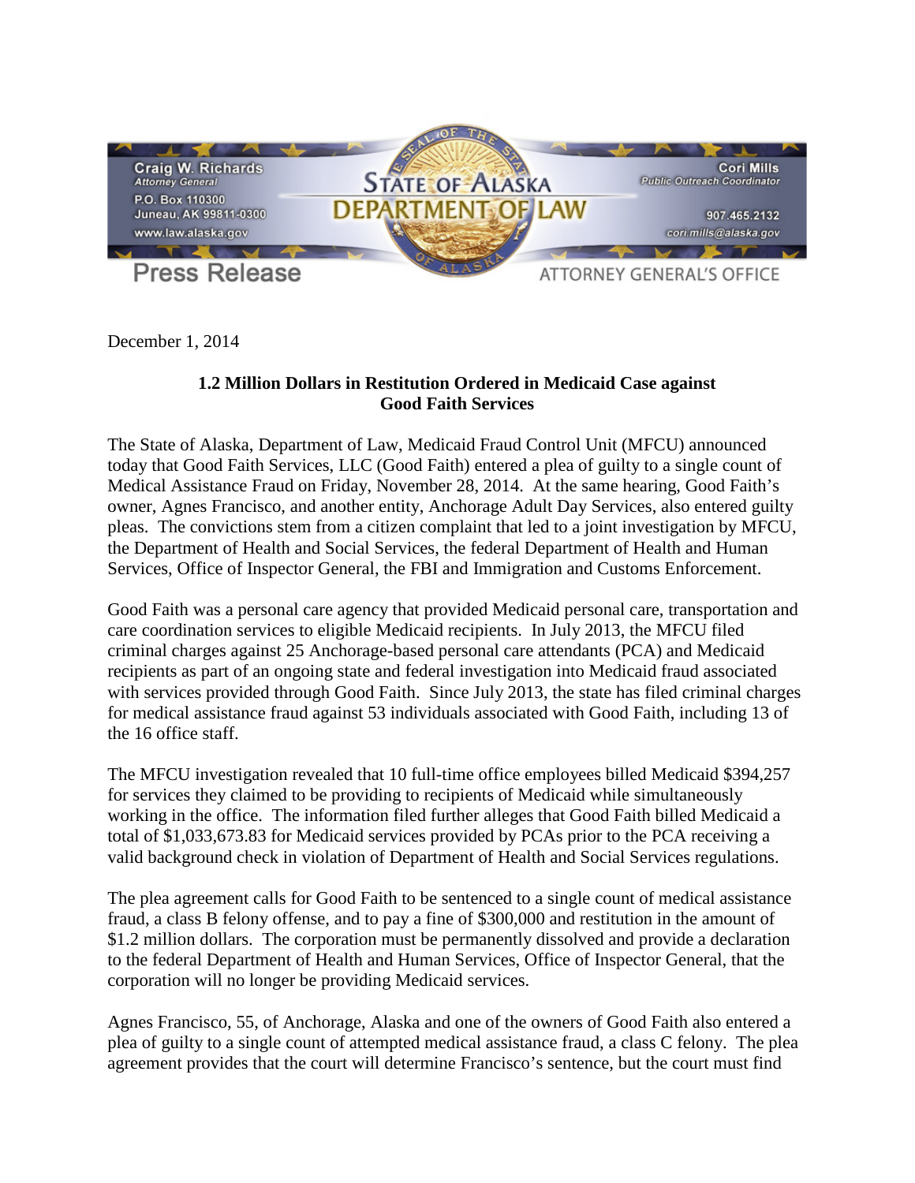Craig W. Richards
*Attorney General*
P.O. Box 110300
Juneau, AK 99811-0300
www.law.alaska.gov

**STATE OF ALASKA**
**DEPARTMENT OF LAW**

Cori Mills
*Public Outreach Coordinator*
907.465.2132
cori.mills@alaska.gov

Press Release

ATTORNEY GENERAL'S OFFICE

December 1, 2014

**1.2 Million Dollars in Restitution Ordered in Medicaid Case against Good Faith Services**

The State of Alaska, Department of Law, Medicaid Fraud Control Unit (MFCU) announced today that Good Faith Services, LLC (Good Faith) entered a plea of guilty to a single count of Medical Assistance Fraud on Friday, November 28, 2014. At the same hearing, Good Faith's owner, Agnes Francisco, and another entity, Anchorage Adult Day Services, also entered guilty pleas. The convictions stem from a citizen complaint that led to a joint investigation by MFCU, the Department of Health and Social Services, the federal Department of Health and Human Services, Office of Inspector General, the FBI and Immigration and Customs Enforcement.

Good Faith was a personal care agency that provided Medicaid personal care, transportation and care coordination services to eligible Medicaid recipients. In July 2013, the MFCU filed criminal charges against 25 Anchorage-based personal care attendants (PCA) and Medicaid recipients as part of an ongoing state and federal investigation into Medicaid fraud associated with services provided through Good Faith. Since July 2013, the state has filed criminal charges for medical assistance fraud against 53 individuals associated with Good Faith, including 13 of the 16 office staff.

The MFCU investigation revealed that 10 full-time office employees billed Medicaid $394,257 for services they claimed to be providing to recipients of Medicaid while simultaneously working in the office. The information filed further alleges that Good Faith billed Medicaid a total of $1,033,673.83 for Medicaid services provided by PCAs prior to the PCA receiving a valid background check in violation of Department of Health and Social Services regulations.

The plea agreement calls for Good Faith to be sentenced to a single count of medical assistance fraud, a class B felony offense, and to pay a fine of $300,000 and restitution in the amount of $1.2 million dollars. The corporation must be permanently dissolved and provide a declaration to the federal Department of Health and Human Services, Office of Inspector General, that the corporation will no longer be providing Medicaid services.

Agnes Francisco, 55, of Anchorage, Alaska and one of the owners of Good Faith also entered a plea of guilty to a single count of attempted medical assistance fraud, a class C felony. The plea agreement provides that the court will determine Francisco's sentence, but the court must find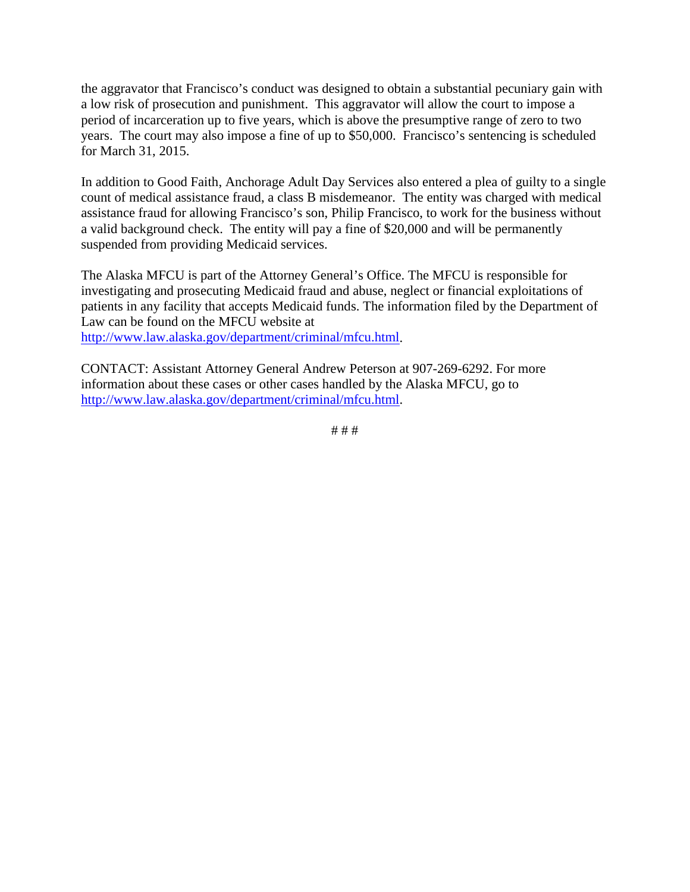the aggravator that Francisco's conduct was designed to obtain a substantial pecuniary gain with a low risk of prosecution and punishment. This aggravator will allow the court to impose a period of incarceration up to five years, which is above the presumptive range of zero to two years. The court may also impose a fine of up to $50,000. Francisco's sentencing is scheduled for March 31, 2015.

In addition to Good Faith, Anchorage Adult Day Services also entered a plea of guilty to a single count of medical assistance fraud, a class B misdemeanor. The entity was charged with medical assistance fraud for allowing Francisco's son, Philip Francisco, to work for the business without a valid background check. The entity will pay a fine of $20,000 and will be permanently suspended from providing Medicaid services.

The Alaska MFCU is part of the Attorney General's Office. The MFCU is responsible for investigating and prosecuting Medicaid fraud and abuse, neglect or financial exploitations of patients in any facility that accepts Medicaid funds. The information filed by the Department of Law can be found on the MFCU website at [http://www.law.alaska.gov/department/criminal/mfcu.html](http://www.law.alaska.gov/department/criminal/mfcu.html).

CONTACT: Assistant Attorney General Andrew Peterson at 907-269-6292. For more information about these cases or other cases handled by the Alaska MFCU, go to [http://www.law.alaska.gov/department/criminal/mfcu.html](http://www.law.alaska.gov/department/criminal/mfcu.html).

# # #